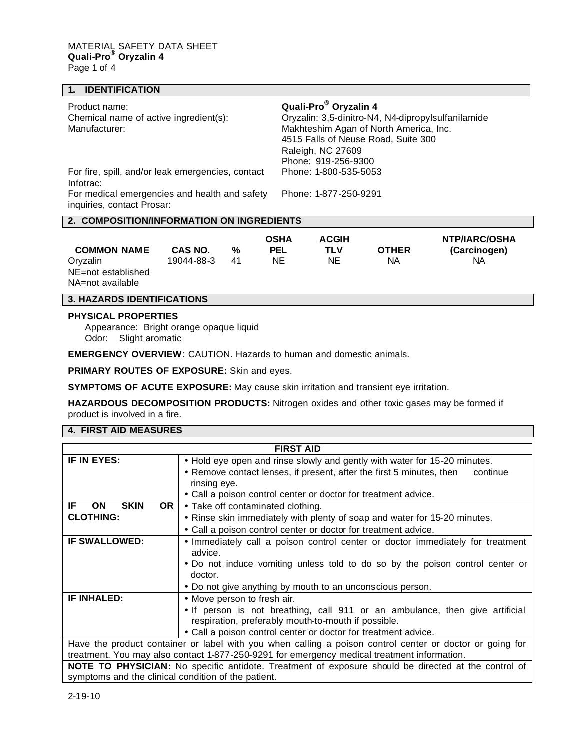MATERIAL SAFETY DATA SHEET
**Quali-Pro® Oryzalin 4**

## 1. IDENTIFICATION

| | |
|---|---|
| Product name: | **Quali-Pro® Oryzalin 4** |
| Chemical name of active ingredient(s): | Oryzalin: 3,5-dinitro-N4, N4-dipropylsulfanilamide |
| Manufacturer: | Makhteshim Agan of North America, Inc.<br>4515 Falls of Neuse Road, Suite 300<br>Raleigh, NC 27609<br>Phone: 919-256-9300 |
| For fire, spill, and/or leak emergencies, contact Infotrac: | Phone: 1-800-535-5053 |
| For medical emergencies and health and safety inquiries, contact Prosar: | Phone: 1-877-250-9291 |

## 2. COMPOSITION/INFORMATION ON INGREDIENTS

| COMMON NAME | CAS NO. | % | OSHA PEL | ACGIH TLV | OTHER | NTP/IARC/OSHA (Carcinogen) |
|---|---|---|---|---|---|---|
| Oryzalin | 19044-88-3 | 41 | NE | NE | NA | NA |

NE=not established
NA=not available

## 3. HAZARDS IDENTIFICATIONS

**PHYSICAL PROPERTIES**

Appearance: Bright orange opaque liquid
Odor: Slight aromatic

**EMERGENCY OVERVIEW**: CAUTION. Hazards to human and domestic animals.

**PRIMARY ROUTES OF EXPOSURE:** Skin and eyes.

**SYMPTOMS OF ACUTE EXPOSURE:** May cause skin irritation and transient eye irritation.

**HAZARDOUS DECOMPOSITION PRODUCTS:** Nitrogen oxides and other toxic gases may be formed if product is involved in a fire.

## 4. FIRST AID MEASURES

| FIRST AID | |
|---|---|
| **IF IN EYES:** | • Hold eye open and rinse slowly and gently with water for 15-20 minutes.<br>• Remove contact lenses, if present, after the first 5 minutes, then continue rinsing eye.<br>• Call a poison control center or doctor for treatment advice. |
| **IF ON SKIN OR CLOTHING:** | • Take off contaminated clothing.<br>• Rinse skin immediately with plenty of soap and water for 15-20 minutes.<br>• Call a poison control center or doctor for treatment advice. |
| **IF SWALLOWED:** | • Immediately call a poison control center or doctor immediately for treatment advice.<br>• Do not induce vomiting unless told to do so by the poison control center or doctor.<br>• Do not give anything by mouth to an unconscious person. |
| **IF INHALED:** | • Move person to fresh air.<br>• If person is not breathing, call 911 or an ambulance, then give artificial respiration, preferably mouth-to-mouth if possible.<br>• Call a poison control center or doctor for treatment advice. |

Have the product container or label with you when calling a poison control center or doctor or going for treatment. You may also contact 1-877-250-9291 for emergency medical treatment information.

**NOTE TO PHYSICIAN:** No specific antidote. Treatment of exposure should be directed at the control of symptoms and the clinical condition of the patient.

2-19-10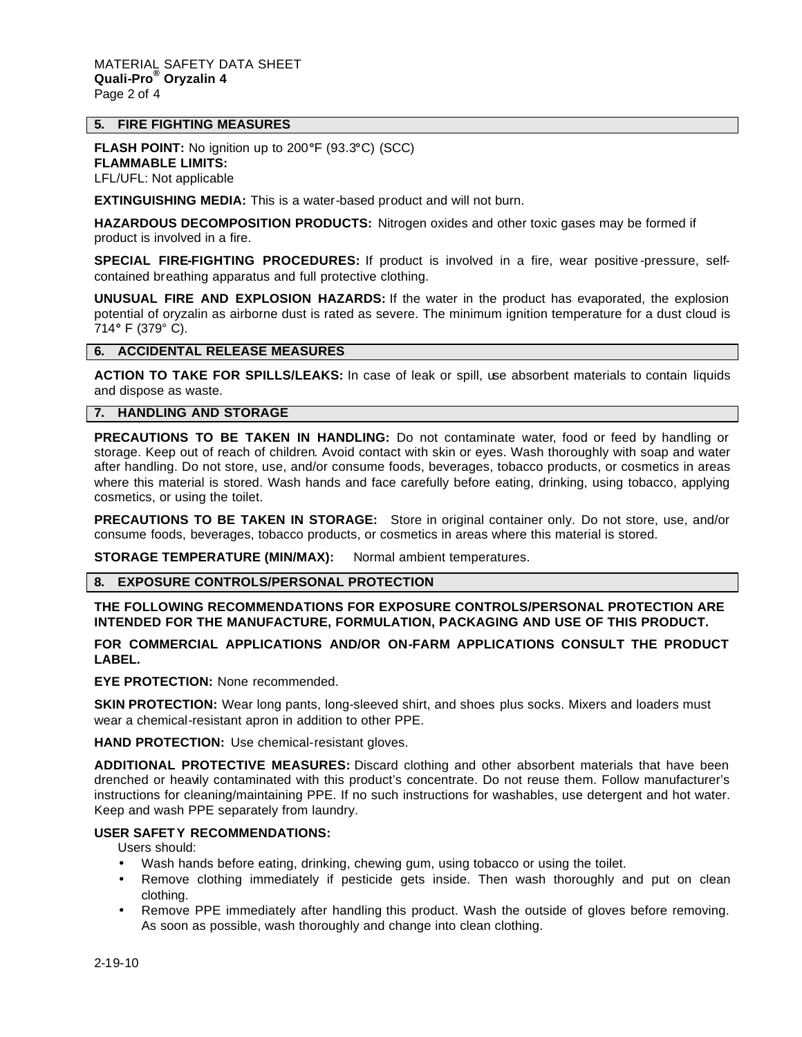## 5. FIRE FIGHTING MEASURES

**FLASH POINT:** No ignition up to 200°F (93.3°C) (SCC)
**FLAMMABLE LIMITS:**
LFL/UFL: Not applicable

**EXTINGUISHING MEDIA:** This is a water-based product and will not burn.

**HAZARDOUS DECOMPOSITION PRODUCTS:** Nitrogen oxides and other toxic gases may be formed if product is involved in a fire.

**SPECIAL FIRE-FIGHTING PROCEDURES:** If product is involved in a fire, wear positive-pressure, self-contained breathing apparatus and full protective clothing.

**UNUSUAL FIRE AND EXPLOSION HAZARDS:** If the water in the product has evaporated, the explosion potential of oryzalin as airborne dust is rated as severe. The minimum ignition temperature for a dust cloud is 714° F (379° C).

## 6. ACCIDENTAL RELEASE MEASURES

**ACTION TO TAKE FOR SPILLS/LEAKS:** In case of leak or spill, use absorbent materials to contain liquids and dispose as waste.

## 7. HANDLING AND STORAGE

**PRECAUTIONS TO BE TAKEN IN HANDLING:** Do not contaminate water, food or feed by handling or storage. Keep out of reach of children. Avoid contact with skin or eyes. Wash thoroughly with soap and water after handling. Do not store, use, and/or consume foods, beverages, tobacco products, or cosmetics in areas where this material is stored. Wash hands and face carefully before eating, drinking, using tobacco, applying cosmetics, or using the toilet.

**PRECAUTIONS TO BE TAKEN IN STORAGE:** Store in original container only. Do not store, use, and/or consume foods, beverages, tobacco products, or cosmetics in areas where this material is stored.

**STORAGE TEMPERATURE (MIN/MAX):** Normal ambient temperatures.

## 8. EXPOSURE CONTROLS/PERSONAL PROTECTION

**THE FOLLOWING RECOMMENDATIONS FOR EXPOSURE CONTROLS/PERSONAL PROTECTION ARE INTENDED FOR THE MANUFACTURE, FORMULATION, PACKAGING AND USE OF THIS PRODUCT.**

**FOR COMMERCIAL APPLICATIONS AND/OR ON-FARM APPLICATIONS CONSULT THE PRODUCT LABEL.**

**EYE PROTECTION:** None recommended.

**SKIN PROTECTION:** Wear long pants, long-sleeved shirt, and shoes plus socks. Mixers and loaders must wear a chemical-resistant apron in addition to other PPE.

**HAND PROTECTION:** Use chemical-resistant gloves.

**ADDITIONAL PROTECTIVE MEASURES:** Discard clothing and other absorbent materials that have been drenched or heavily contaminated with this product's concentrate. Do not reuse them. Follow manufacturer's instructions for cleaning/maintaining PPE. If no such instructions for washables, use detergent and hot water. Keep and wash PPE separately from laundry.

**USER SAFETY RECOMMENDATIONS:**

Users should:

- Wash hands before eating, drinking, chewing gum, using tobacco or using the toilet.
- Remove clothing immediately if pesticide gets inside. Then wash thoroughly and put on clean clothing.
- Remove PPE immediately after handling this product. Wash the outside of gloves before removing. As soon as possible, wash thoroughly and change into clean clothing.

2-19-10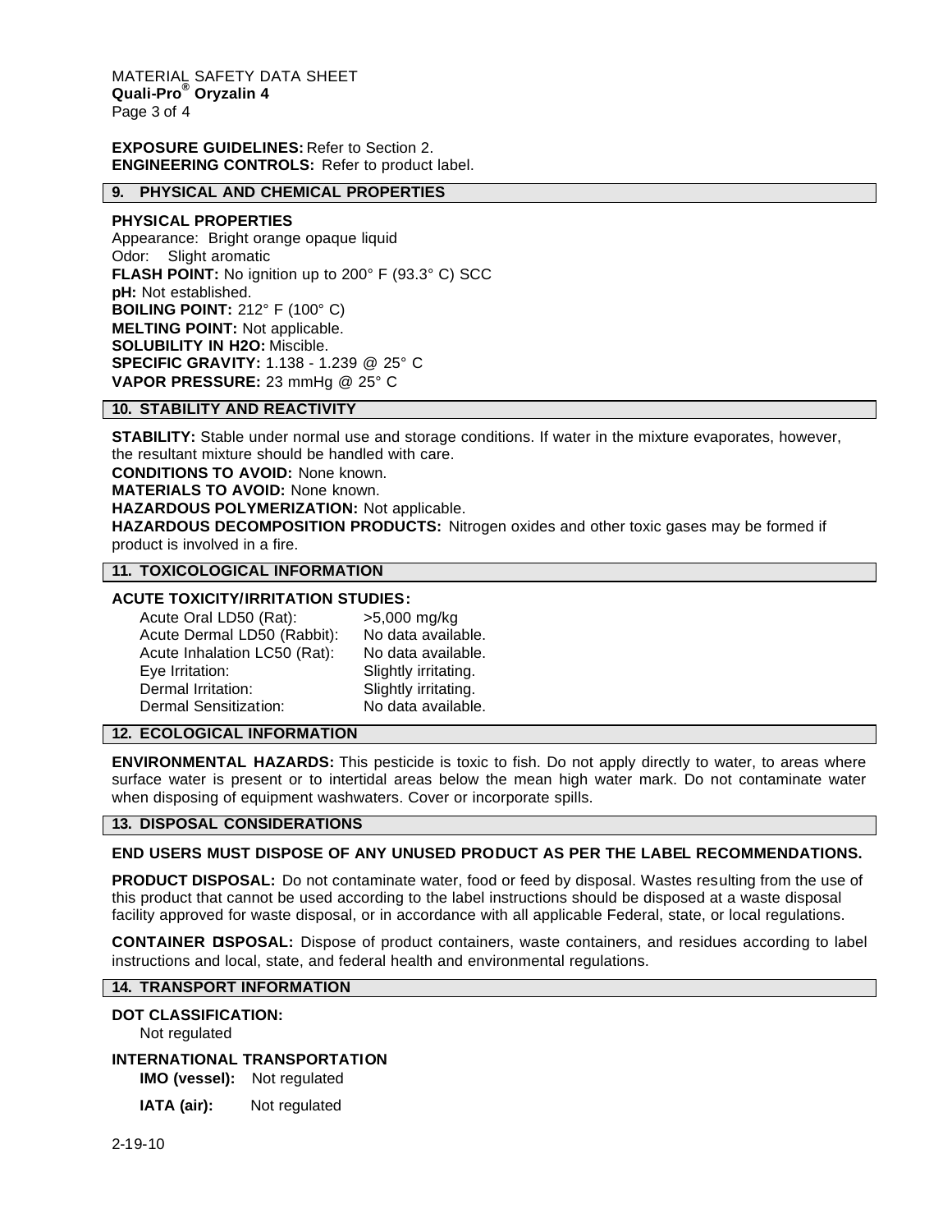**EXPOSURE GUIDELINES:** Refer to Section 2.
**ENGINEERING CONTROLS:** Refer to product label.

## 9. PHYSICAL AND CHEMICAL PROPERTIES

**PHYSICAL PROPERTIES**
Appearance: Bright orange opaque liquid
Odor: Slight aromatic
**FLASH POINT:** No ignition up to 200° F (93.3° C) SCC
**pH:** Not established.
**BOILING POINT:** 212° F (100° C)
**MELTING POINT:** Not applicable.
**SOLUBILITY IN H2O:** Miscible.
**SPECIFIC GRAVITY:** 1.138 - 1.239 @ 25° C
**VAPOR PRESSURE:** 23 mmHg @ 25° C

## 10. STABILITY AND REACTIVITY

**STABILITY:** Stable under normal use and storage conditions. If water in the mixture evaporates, however, the resultant mixture should be handled with care.
**CONDITIONS TO AVOID:** None known.
**MATERIALS TO AVOID:** None known.
**HAZARDOUS POLYMERIZATION:** Not applicable.
**HAZARDOUS DECOMPOSITION PRODUCTS:** Nitrogen oxides and other toxic gases may be formed if product is involved in a fire.

## 11. TOXICOLOGICAL INFORMATION

**ACUTE TOXICITY/IRRITATION STUDIES:**

| | |
|---|---|
| Acute Oral LD50 (Rat): | >5,000 mg/kg |
| Acute Dermal LD50 (Rabbit): | No data available. |
| Acute Inhalation LC50 (Rat): | No data available. |
| Eye Irritation: | Slightly irritating. |
| Dermal Irritation: | Slightly irritating. |
| Dermal Sensitization: | No data available. |

## 12. ECOLOGICAL INFORMATION

**ENVIRONMENTAL HAZARDS:** This pesticide is toxic to fish. Do not apply directly to water, to areas where surface water is present or to intertidal areas below the mean high water mark. Do not contaminate water when disposing of equipment washwaters. Cover or incorporate spills.

## 13. DISPOSAL CONSIDERATIONS

**END USERS MUST DISPOSE OF ANY UNUSED PRODUCT AS PER THE LABEL RECOMMENDATIONS.**

**PRODUCT DISPOSAL:** Do not contaminate water, food or feed by disposal. Wastes resulting from the use of this product that cannot be used according to the label instructions should be disposed at a waste disposal facility approved for waste disposal, or in accordance with all applicable Federal, state, or local regulations.

**CONTAINER DISPOSAL:** Dispose of product containers, waste containers, and residues according to label instructions and local, state, and federal health and environmental regulations.

## 14. TRANSPORT INFORMATION

**DOT CLASSIFICATION:**
Not regulated

**INTERNATIONAL TRANSPORTATION**
**IMO (vessel):** Not regulated
**IATA (air):** Not regulated

2-19-10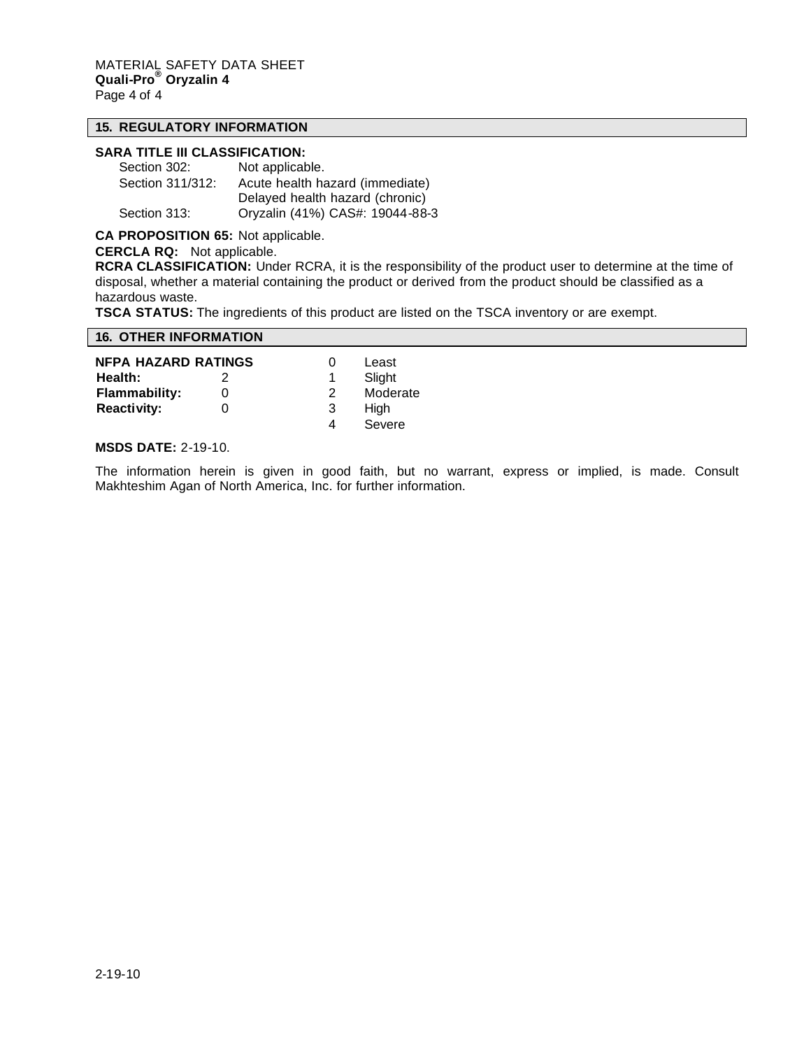## 15. REGULATORY INFORMATION

**SARA TITLE III CLASSIFICATION:**

| | |
|---|---|
| Section 302: | Not applicable. |
| Section 311/312: | Acute health hazard (immediate) |
| | Delayed health hazard (chronic) |
| Section 313: | Oryzalin (41%) CAS#: 19044-88-3 |

**CA PROPOSITION 65:** Not applicable.

**CERCLA RQ:** Not applicable.

**RCRA CLASSIFICATION:** Under RCRA, it is the responsibility of the product user to determine at the time of disposal, whether a material containing the product or derived from the product should be classified as a hazardous waste.

**TSCA STATUS:** The ingredients of this product are listed on the TSCA inventory or are exempt.

## 16. OTHER INFORMATION

| NFPA HAZARD RATINGS | | | |
|---|---|---|---|
| | | 0 | Least |
| **Health:** | 2 | 1 | Slight |
| **Flammability:** | 0 | 2 | Moderate |
| **Reactivity:** | 0 | 3 | High |
| | | 4 | Severe |

**MSDS DATE:** 2-19-10.

The information herein is given in good faith, but no warrant, express or implied, is made. Consult Makhteshim Agan of North America, Inc. for further information.